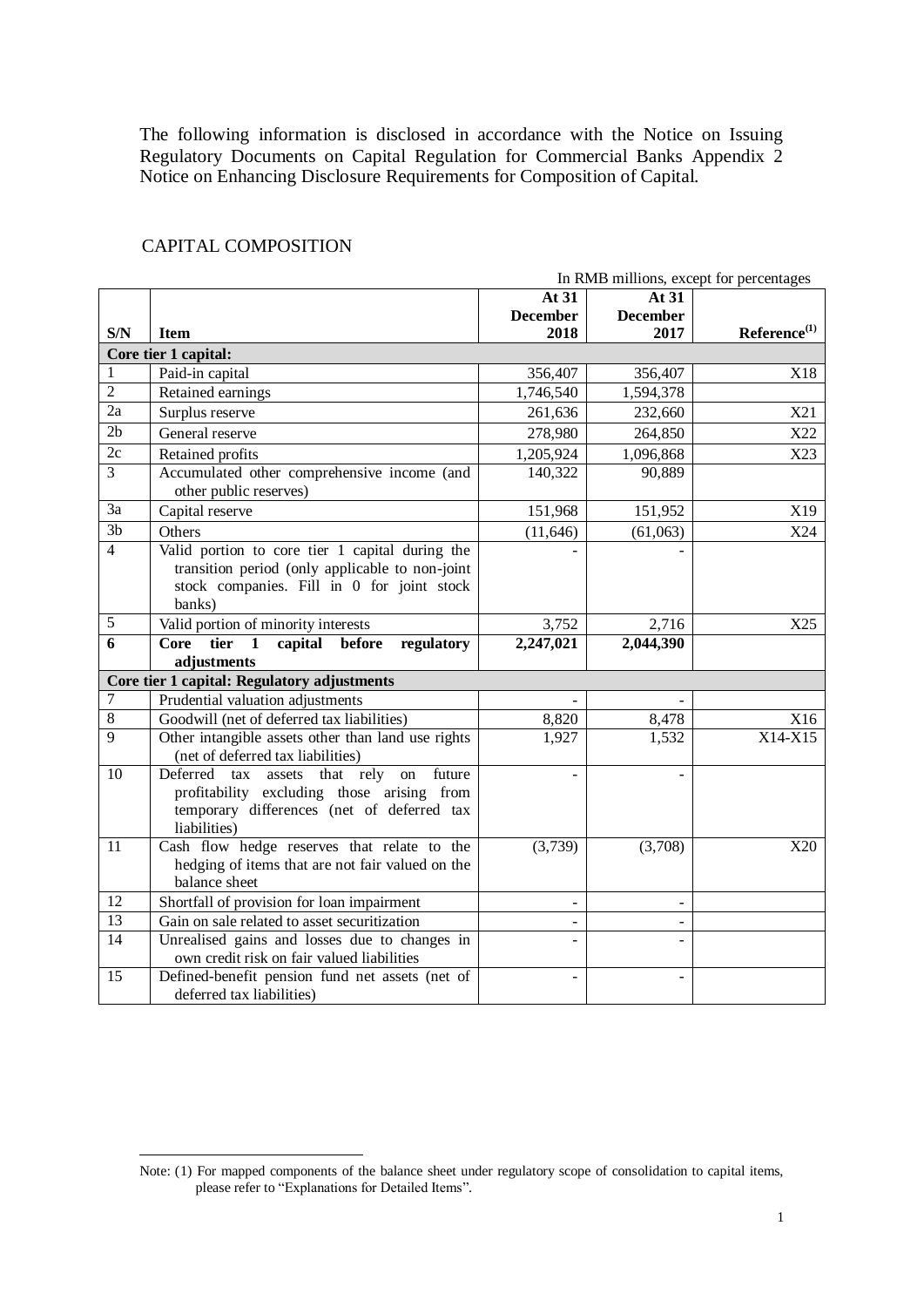The following information is disclosed in accordance with the Notice on Issuing Regulatory Documents on Capital Regulation for Commercial Banks Appendix 2 Notice on Enhancing Disclosure Requirements for Composition of Capital.

## CAPITAL COMPOSITION

In RMB millions, except for percentages

| S/N | Item | At 31 December 2018 | At 31 December 2017 | Reference[(1)] |
|---|---|---|---|---|
| **Core tier 1 capital:** | | | | |
| 1 | Paid-in capital | 356,407 | 356,407 | X18 |
| 2 | Retained earnings | 1,746,540 | 1,594,378 | |
| 2a | Surplus reserve | 261,636 | 232,660 | X21 |
| 2b | General reserve | 278,980 | 264,850 | X22 |
| 2c | Retained profits | 1,205,924 | 1,096,868 | X23 |
| 3 | Accumulated other comprehensive income (and other public reserves) | 140,322 | 90,889 | |
| 3a | Capital reserve | 151,968 | 151,952 | X19 |
| 3b | Others | (11,646) | (61,063) | X24 |
| 4 | Valid portion to core tier 1 capital during the transition period (only applicable to non-joint stock companies. Fill in 0 for joint stock banks) | - | - | |
| 5 | Valid portion of minority interests | 3,752 | 2,716 | X25 |
| **6** | **Core tier 1 capital before regulatory adjustments** | **2,247,021** | **2,044,390** | |
| **Core tier 1 capital: Regulatory adjustments** | | | | |
| 7 | Prudential valuation adjustments | - | - | |
| 8 | Goodwill (net of deferred tax liabilities) | 8,820 | 8,478 | X16 |
| 9 | Other intangible assets other than land use rights (net of deferred tax liabilities) | 1,927 | 1,532 | X14-X15 |
| 10 | Deferred tax assets that rely on future profitability excluding those arising from temporary differences (net of deferred tax liabilities) | - | - | |
| 11 | Cash flow hedge reserves that relate to the hedging of items that are not fair valued on the balance sheet | (3,739) | (3,708) | X20 |
| 12 | Shortfall of provision for loan impairment | - | - | |
| 13 | Gain on sale related to asset securitization | - | - | |
| 14 | Unrealised gains and losses due to changes in own credit risk on fair valued liabilities | - | - | |
| 15 | Defined-benefit pension fund net assets (net of deferred tax liabilities) | - | - | |

Note: (1) For mapped components of the balance sheet under regulatory scope of consolidation to capital items, please refer to "Explanations for Detailed Items".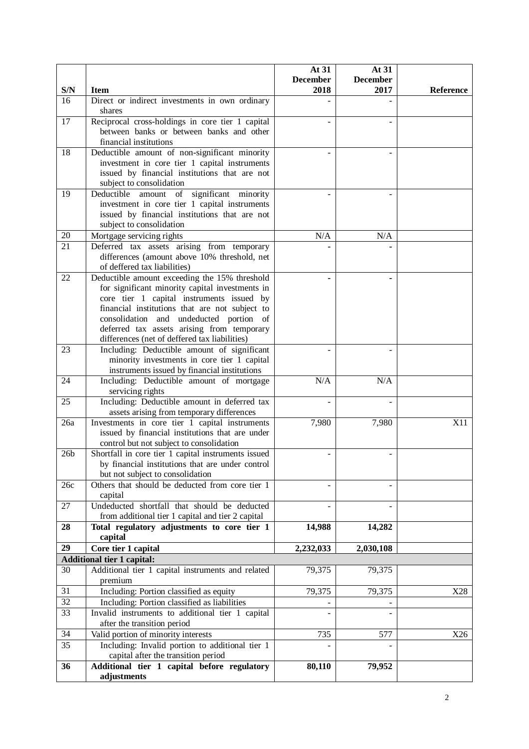| S/N | Item | At 31 December 2018 | At 31 December 2017 | Reference |
|---|---|---|---|---|
| 16 | Direct or indirect investments in own ordinary shares | - | - | |
| 17 | Reciprocal cross-holdings in core tier 1 capital between banks or between banks and other financial institutions | - | - | |
| 18 | Deductible amount of non-significant minority investment in core tier 1 capital instruments issued by financial institutions that are not subject to consolidation | - | - | |
| 19 | Deductible amount of significant minority investment in core tier 1 capital instruments issued by financial institutions that are not subject to consolidation | - | - | |
| 20 | Mortgage servicing rights | N/A | N/A | |
| 21 | Deferred tax assets arising from temporary differences (amount above 10% threshold, net of deffered tax liabilities) | - | - | |
| 22 | Deductible amount exceeding the 15% threshold for significant minority capital investments in core tier 1 capital instruments issued by financial institutions that are not subject to consolidation and undeducted portion of deferred tax assets arising from temporary differences (net of deffered tax liabilities) | - | - | |
| 23 | Including: Deductible amount of significant minority investments in core tier 1 capital instruments issued by financial institutions | - | - | |
| 24 | Including: Deductible amount of mortgage servicing rights | N/A | N/A | |
| 25 | Including: Deductible amount in deferred tax assets arising from temporary differences | - | - | |
| 26a | Investments in core tier 1 capital instruments issued by financial institutions that are under control but not subject to consolidation | 7,980 | 7,980 | X11 |
| 26b | Shortfall in core tier 1 capital instruments issued by financial institutions that are under control but not subject to consolidation | - | - | |
| 26c | Others that should be deducted from core tier 1 capital | - | - | |
| 27 | Undeducted shortfall that should be deducted from additional tier 1 capital and tier 2 capital | - | - | |
| **28** | **Total regulatory adjustments to core tier 1 capital** | **14,988** | **14,282** | |
| **29** | **Core tier 1 capital** | **2,232,033** | **2,030,108** | |
| | **Additional tier 1 capital:** | | | |
| 30 | Additional tier 1 capital instruments and related premium | 79,375 | 79,375 | |
| 31 | Including: Portion classified as equity | 79,375 | 79,375 | X28 |
| 32 | Including: Portion classified as liabilities | - | - | |
| 33 | Invalid instruments to additional tier 1 capital after the transition period | - | - | |
| 34 | Valid portion of minority interests | 735 | 577 | X26 |
| 35 | Including: Invalid portion to additional tier 1 capital after the transition period | - | - | |
| **36** | **Additional tier 1 capital before regulatory adjustments** | **80,110** | **79,952** | |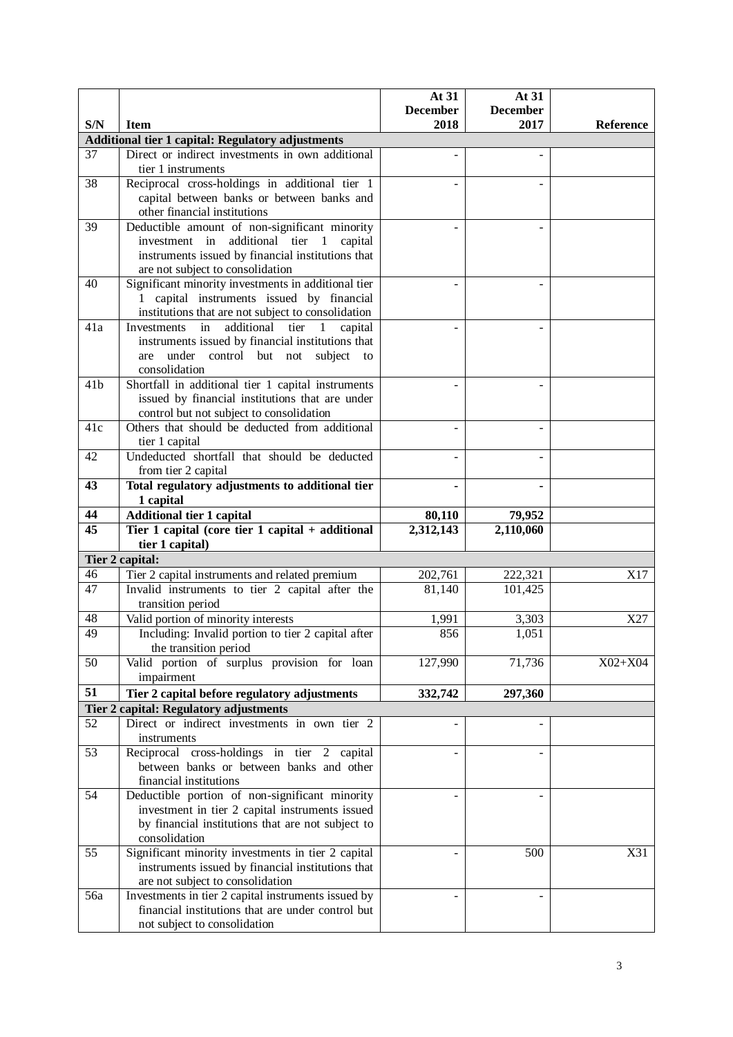| S/N | Item | At 31 December 2018 | At 31 December 2017 | Reference |
|---|---|---|---|---|
| **Additional tier 1 capital: Regulatory adjustments** | | | | |
| 37 | Direct or indirect investments in own additional tier 1 instruments | - | - | |
| 38 | Reciprocal cross-holdings in additional tier 1 capital between banks or between banks and other financial institutions | - | - | |
| 39 | Deductible amount of non-significant minority investment in additional tier 1 capital instruments issued by financial institutions that are not subject to consolidation | - | - | |
| 40 | Significant minority investments in additional tier 1 capital instruments issued by financial institutions that are not subject to consolidation | - | - | |
| 41a | Investments in additional tier 1 capital instruments issued by financial institutions that are under control but not subject to consolidation | - | - | |
| 41b | Shortfall in additional tier 1 capital instruments issued by financial institutions that are under control but not subject to consolidation | - | - | |
| 41c | Others that should be deducted from additional tier 1 capital | - | - | |
| 42 | Undeducted shortfall that should be deducted from tier 2 capital | - | - | |
| **43** | **Total regulatory adjustments to additional tier 1 capital** | **-** | **-** | |
| **44** | **Additional tier 1 capital** | **80,110** | **79,952** | |
| **45** | **Tier 1 capital (core tier 1 capital + additional tier 1 capital)** | **2,312,143** | **2,110,060** | |
| **Tier 2 capital:** | | | | |
| 46 | Tier 2 capital instruments and related premium | 202,761 | 222,321 | X17 |
| 47 | Invalid instruments to tier 2 capital after the transition period | 81,140 | 101,425 | |
| 48 | Valid portion of minority interests | 1,991 | 3,303 | X27 |
| 49 | Including: Invalid portion to tier 2 capital after the transition period | 856 | 1,051 | |
| 50 | Valid portion of surplus provision for loan impairment | 127,990 | 71,736 | X02+X04 |
| **51** | **Tier 2 capital before regulatory adjustments** | **332,742** | **297,360** | |
| **Tier 2 capital: Regulatory adjustments** | | | | |
| 52 | Direct or indirect investments in own tier 2 instruments | - | - | |
| 53 | Reciprocal cross-holdings in tier 2 capital between banks or between banks and other financial institutions | - | - | |
| 54 | Deductible portion of non-significant minority investment in tier 2 capital instruments issued by financial institutions that are not subject to consolidation | - | - | |
| 55 | Significant minority investments in tier 2 capital instruments issued by financial institutions that are not subject to consolidation | - | 500 | X31 |
| 56a | Investments in tier 2 capital instruments issued by financial institutions that are under control but not subject to consolidation | - | - | |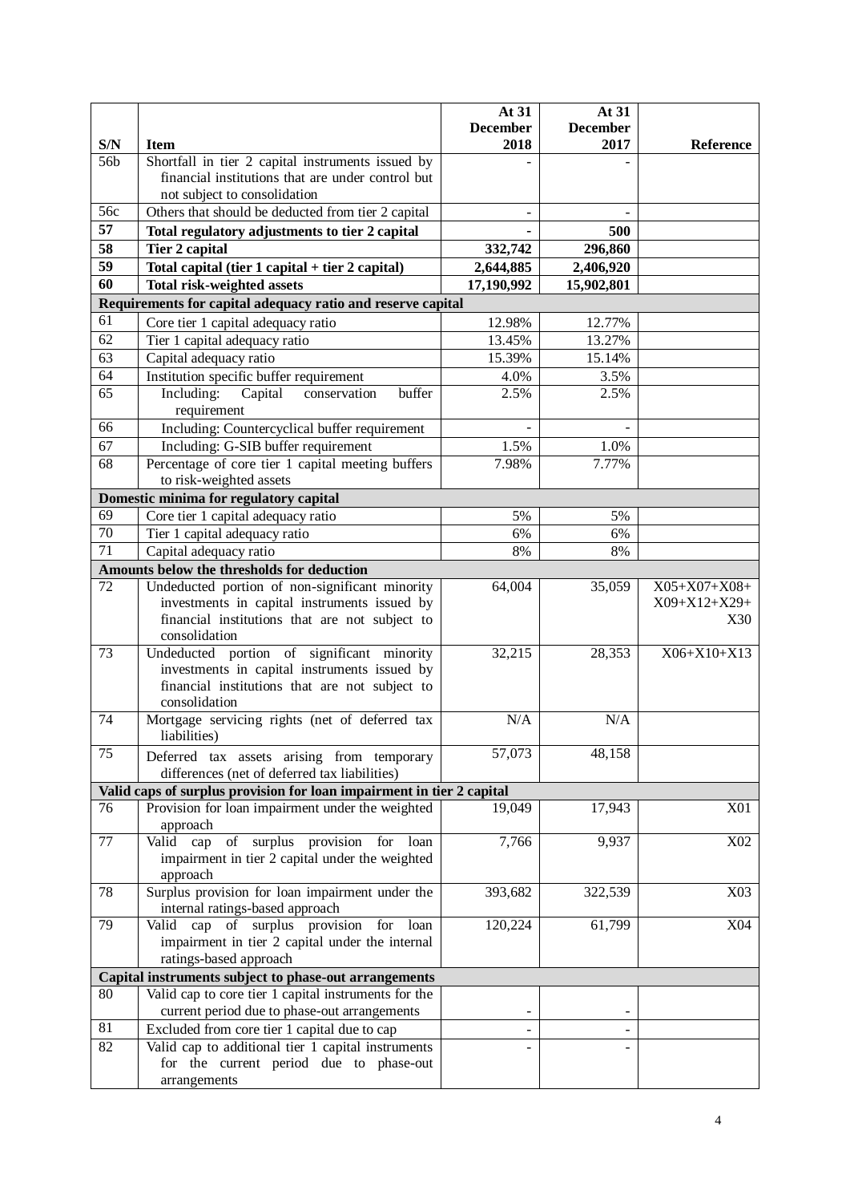| S/N | Item | At 31 December 2018 | At 31 December 2017 | Reference |
|---|---|---|---|---|
| 56b | Shortfall in tier 2 capital instruments issued by financial institutions that are under control but not subject to consolidation | - | - | |
| 56c | Others that should be deducted from tier 2 capital | - | - | |
| **57** | **Total regulatory adjustments to tier 2 capital** | **-** | **500** | |
| **58** | **Tier 2 capital** | **332,742** | **296,860** | |
| **59** | **Total capital (tier 1 capital + tier 2 capital)** | **2,644,885** | **2,406,920** | |
| **60** | **Total risk-weighted assets** | **17,190,992** | **15,902,801** | |
| **Requirements for capital adequacy ratio and reserve capital** | | | | |
| 61 | Core tier 1 capital adequacy ratio | 12.98% | 12.77% | |
| 62 | Tier 1 capital adequacy ratio | 13.45% | 13.27% | |
| 63 | Capital adequacy ratio | 15.39% | 15.14% | |
| 64 | Institution specific buffer requirement | 4.0% | 3.5% | |
| 65 | Including: Capital conservation buffer requirement | 2.5% | 2.5% | |
| 66 | Including: Countercyclical buffer requirement | - | - | |
| 67 | Including: G-SIB buffer requirement | 1.5% | 1.0% | |
| 68 | Percentage of core tier 1 capital meeting buffers to risk-weighted assets | 7.98% | 7.77% | |
| **Domestic minima for regulatory capital** | | | | |
| 69 | Core tier 1 capital adequacy ratio | 5% | 5% | |
| 70 | Tier 1 capital adequacy ratio | 6% | 6% | |
| 71 | Capital adequacy ratio | 8% | 8% | |
| **Amounts below the thresholds for deduction** | | | | |
| 72 | Undeducted portion of non-significant minority investments in capital instruments issued by financial institutions that are not subject to consolidation | 64,004 | 35,059 | X05+X07+X08+ X09+X12+X29+ X30 |
| 73 | Undeducted portion of significant minority investments in capital instruments issued by financial institutions that are not subject to consolidation | 32,215 | 28,353 | X06+X10+X13 |
| 74 | Mortgage servicing rights (net of deferred tax liabilities) | N/A | N/A | |
| 75 | Deferred tax assets arising from temporary differences (net of deferred tax liabilities) | 57,073 | 48,158 | |
| **Valid caps of surplus provision for loan impairment in tier 2 capital** | | | | |
| 76 | Provision for loan impairment under the weighted approach | 19,049 | 17,943 | X01 |
| 77 | Valid cap of surplus provision for loan impairment in tier 2 capital under the weighted approach | 7,766 | 9,937 | X02 |
| 78 | Surplus provision for loan impairment under the internal ratings-based approach | 393,682 | 322,539 | X03 |
| 79 | Valid cap of surplus provision for loan impairment in tier 2 capital under the internal ratings-based approach | 120,224 | 61,799 | X04 |
| **Capital instruments subject to phase-out arrangements** | | | | |
| 80 | Valid cap to core tier 1 capital instruments for the current period due to phase-out arrangements | - | - | |
| 81 | Excluded from core tier 1 capital due to cap | - | - | |
| 82 | Valid cap to additional tier 1 capital instruments for the current period due to phase-out arrangements | - | - | |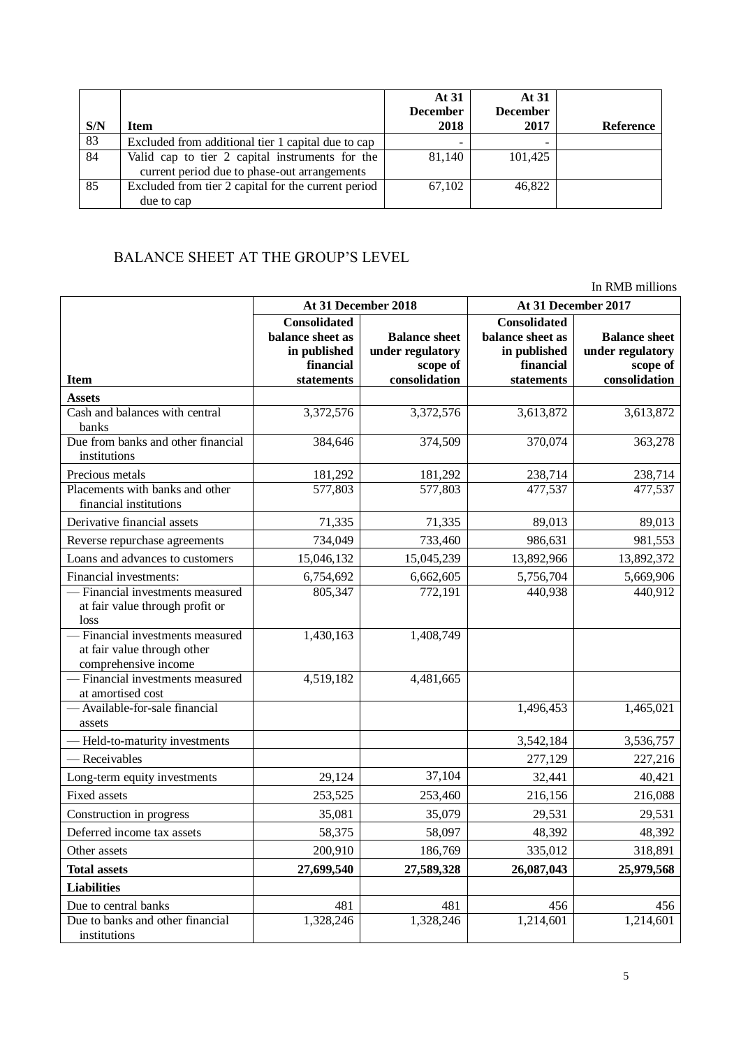| S/N | Item | At 31 December 2018 | At 31 December 2017 | Reference |
|---|---|---|---|---|
| 83 | Excluded from additional tier 1 capital due to cap | - | - | |
| 84 | Valid cap to tier 2 capital instruments for the current period due to phase-out arrangements | 81,140 | 101,425 | |
| 85 | Excluded from tier 2 capital for the current period due to cap | 67,102 | 46,822 | |

## BALANCE SHEET AT THE GROUP'S LEVEL

In RMB millions

| | At 31 December 2018 | | At 31 December 2017 | |
|---|---|---|---|---|
| **Item** | **Consolidated balance sheet as in published financial statements** | **Balance sheet under regulatory scope of consolidation** | **Consolidated balance sheet as in published financial statements** | **Balance sheet under regulatory scope of consolidation** |
| **Assets** | | | | |
| Cash and balances with central banks | 3,372,576 | 3,372,576 | 3,613,872 | 3,613,872 |
| Due from banks and other financial institutions | 384,646 | 374,509 | 370,074 | 363,278 |
| Precious metals | 181,292 | 181,292 | 238,714 | 238,714 |
| Placements with banks and other financial institutions | 577,803 | 577,803 | 477,537 | 477,537 |
| Derivative financial assets | 71,335 | 71,335 | 89,013 | 89,013 |
| Reverse repurchase agreements | 734,049 | 733,460 | 986,631 | 981,553 |
| Loans and advances to customers | 15,046,132 | 15,045,239 | 13,892,966 | 13,892,372 |
| Financial investments: | 6,754,692 | 6,662,605 | 5,756,704 | 5,669,906 |
| — Financial investments measured at fair value through profit or loss | 805,347 | 772,191 | 440,938 | 440,912 |
| — Financial investments measured at fair value through other comprehensive income | 1,430,163 | 1,408,749 | | |
| — Financial investments measured at amortised cost | 4,519,182 | 4,481,665 | | |
| — Available-for-sale financial assets | | | 1,496,453 | 1,465,021 |
| — Held-to-maturity investments | | | 3,542,184 | 3,536,757 |
| — Receivables | | | 277,129 | 227,216 |
| Long-term equity investments | 29,124 | 37,104 | 32,441 | 40,421 |
| Fixed assets | 253,525 | 253,460 | 216,156 | 216,088 |
| Construction in progress | 35,081 | 35,079 | 29,531 | 29,531 |
| Deferred income tax assets | 58,375 | 58,097 | 48,392 | 48,392 |
| Other assets | 200,910 | 186,769 | 335,012 | 318,891 |
| **Total assets** | **27,699,540** | **27,589,328** | **26,087,043** | **25,979,568** |
| **Liabilities** | | | | |
| Due to central banks | 481 | 481 | 456 | 456 |
| Due to banks and other financial institutions | 1,328,246 | 1,328,246 | 1,214,601 | 1,214,601 |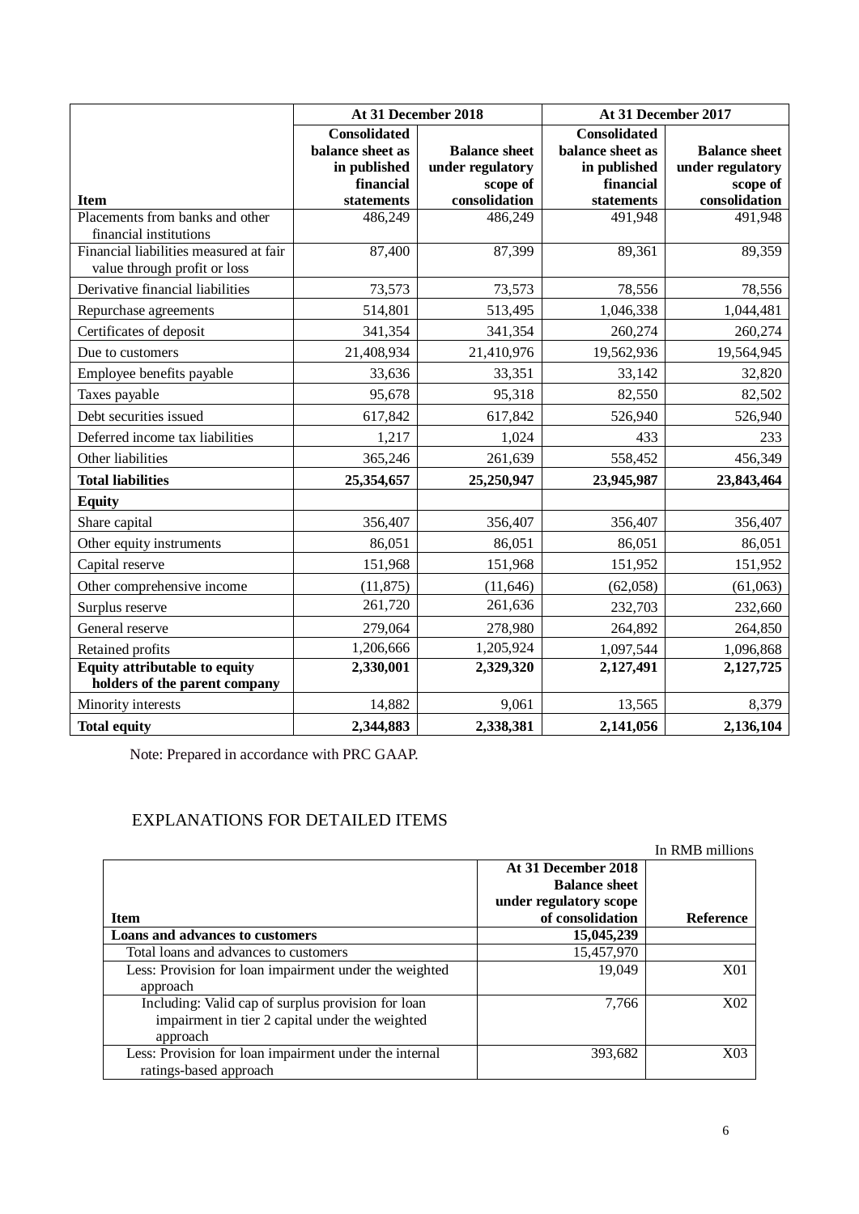| Item | At 31 December 2018 | | At 31 December 2017 | |
|---|---|---|---|---|
| | Consolidated balance sheet as in published financial statements | Balance sheet under regulatory scope of consolidation | Consolidated balance sheet as in published financial statements | Balance sheet under regulatory scope of consolidation |
| Placements from banks and other financial institutions | 486,249 | 486,249 | 491,948 | 491,948 |
| Financial liabilities measured at fair value through profit or loss | 87,400 | 87,399 | 89,361 | 89,359 |
| Derivative financial liabilities | 73,573 | 73,573 | 78,556 | 78,556 |
| Repurchase agreements | 514,801 | 513,495 | 1,046,338 | 1,044,481 |
| Certificates of deposit | 341,354 | 341,354 | 260,274 | 260,274 |
| Due to customers | 21,408,934 | 21,410,976 | 19,562,936 | 19,564,945 |
| Employee benefits payable | 33,636 | 33,351 | 33,142 | 32,820 |
| Taxes payable | 95,678 | 95,318 | 82,550 | 82,502 |
| Debt securities issued | 617,842 | 617,842 | 526,940 | 526,940 |
| Deferred income tax liabilities | 1,217 | 1,024 | 433 | 233 |
| Other liabilities | 365,246 | 261,639 | 558,452 | 456,349 |
| **Total liabilities** | **25,354,657** | **25,250,947** | **23,945,987** | **23,843,464** |
| **Equity** | | | | |
| Share capital | 356,407 | 356,407 | 356,407 | 356,407 |
| Other equity instruments | 86,051 | 86,051 | 86,051 | 86,051 |
| Capital reserve | 151,968 | 151,968 | 151,952 | 151,952 |
| Other comprehensive income | (11,875) | (11,646) | (62,058) | (61,063) |
| Surplus reserve | 261,720 | 261,636 | 232,703 | 232,660 |
| General reserve | 279,064 | 278,980 | 264,892 | 264,850 |
| Retained profits | 1,206,666 | 1,205,924 | 1,097,544 | 1,096,868 |
| **Equity attributable to equity holders of the parent company** | **2,330,001** | **2,329,320** | **2,127,491** | **2,127,725** |
| Minority interests | 14,882 | 9,061 | 13,565 | 8,379 |
| **Total equity** | **2,344,883** | **2,338,381** | **2,141,056** | **2,136,104** |

Note: Prepared in accordance with PRC GAAP.

## EXPLANATIONS FOR DETAILED ITEMS

In RMB millions

| Item | At 31 December 2018 Balance sheet under regulatory scope of consolidation | Reference |
|---|---|---|
| **Loans and advances to customers** | **15,045,239** | |
| Total loans and advances to customers | 15,457,970 | |
| Less: Provision for loan impairment under the weighted approach | 19,049 | X01 |
| Including: Valid cap of surplus provision for loan impairment in tier 2 capital under the weighted approach | 7,766 | X02 |
| Less: Provision for loan impairment under the internal ratings-based approach | 393,682 | X03 |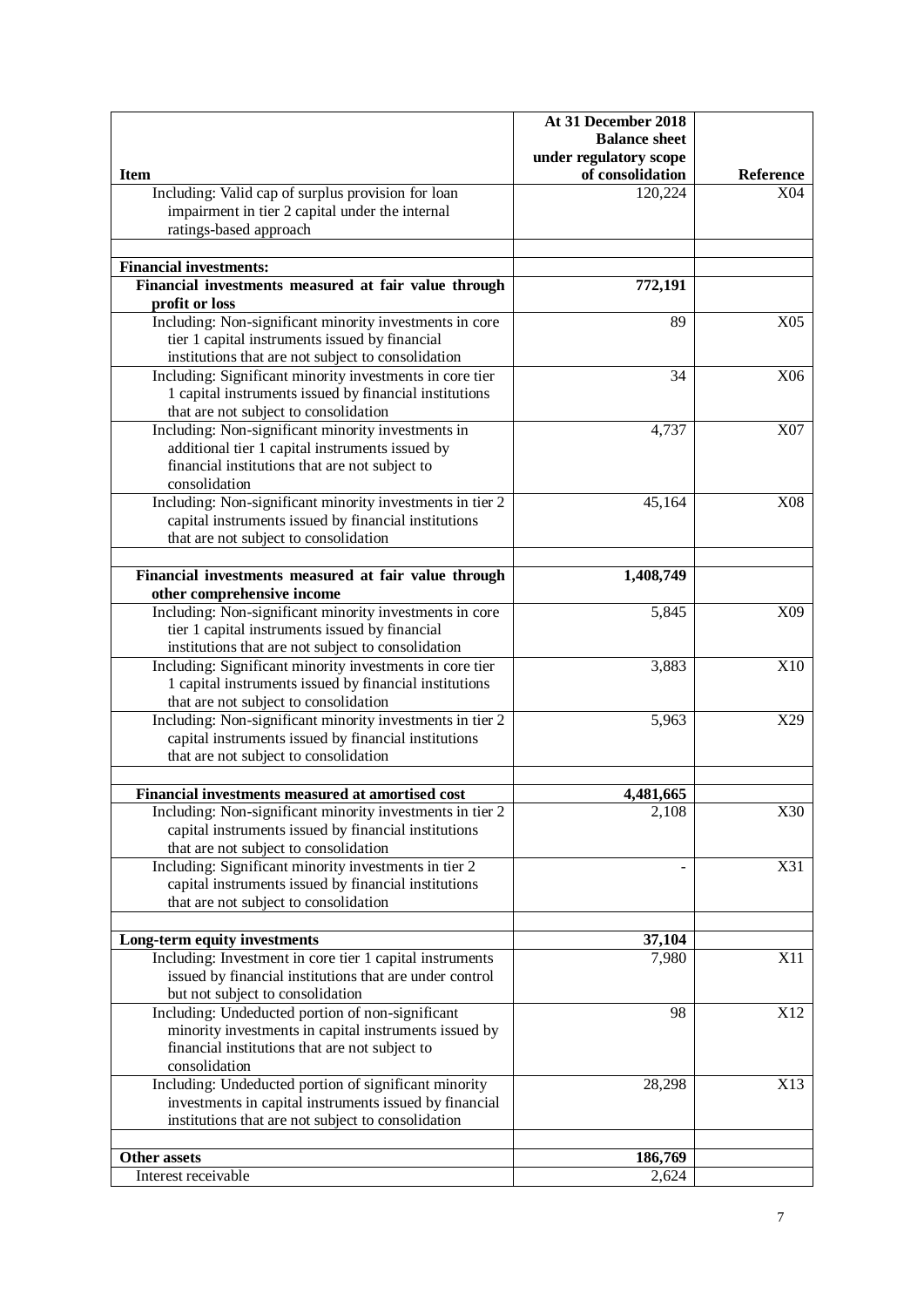| Item | At 31 December 2018 Balance sheet under regulatory scope of consolidation | Reference |
|---|---|---|
| Including: Valid cap of surplus provision for loan impairment in tier 2 capital under the internal ratings-based approach | 120,224 | X04 |
| | | |
| **Financial investments:** | | |
| **Financial investments measured at fair value through profit or loss** | **772,191** | |
| Including: Non-significant minority investments in core tier 1 capital instruments issued by financial institutions that are not subject to consolidation | 89 | X05 |
| Including: Significant minority investments in core tier 1 capital instruments issued by financial institutions that are not subject to consolidation | 34 | X06 |
| Including: Non-significant minority investments in additional tier 1 capital instruments issued by financial institutions that are not subject to consolidation | 4,737 | X07 |
| Including: Non-significant minority investments in tier 2 capital instruments issued by financial institutions that are not subject to consolidation | 45,164 | X08 |
| | | |
| **Financial investments measured at fair value through other comprehensive income** | **1,408,749** | |
| Including: Non-significant minority investments in core tier 1 capital instruments issued by financial institutions that are not subject to consolidation | 5,845 | X09 |
| Including: Significant minority investments in core tier 1 capital instruments issued by financial institutions that are not subject to consolidation | 3,883 | X10 |
| Including: Non-significant minority investments in tier 2 capital instruments issued by financial institutions that are not subject to consolidation | 5,963 | X29 |
| | | |
| **Financial investments measured at amortised cost** | **4,481,665** | |
| Including: Non-significant minority investments in tier 2 capital instruments issued by financial institutions that are not subject to consolidation | 2,108 | X30 |
| Including: Significant minority investments in tier 2 capital instruments issued by financial institutions that are not subject to consolidation | - | X31 |
| | | |
| **Long-term equity investments** | **37,104** | |
| Including: Investment in core tier 1 capital instruments issued by financial institutions that are under control but not subject to consolidation | 7,980 | X11 |
| Including: Undeducted portion of non-significant minority investments in capital instruments issued by financial institutions that are not subject to consolidation | 98 | X12 |
| Including: Undeducted portion of significant minority investments in capital instruments issued by financial institutions that are not subject to consolidation | 28,298 | X13 |
| | | |
| **Other assets** | **186,769** | |
| Interest receivable | 2,624 | |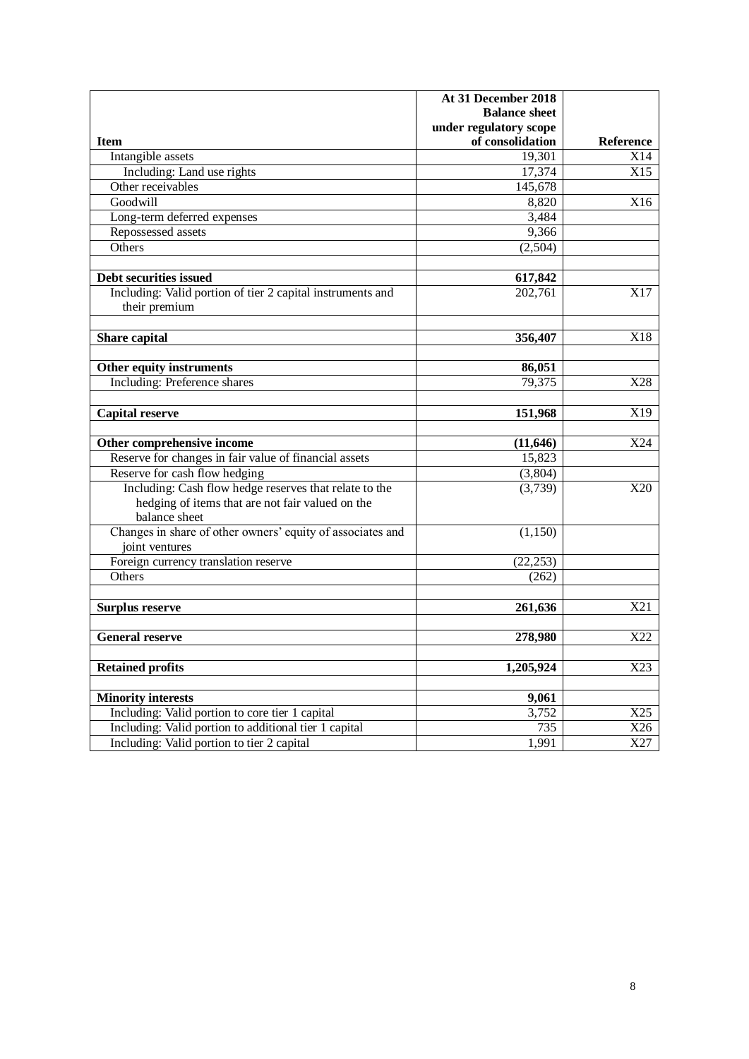| Item | At 31 December 2018 Balance sheet under regulatory scope of consolidation | Reference |
|---|---|---|
| Intangible assets | 19,301 | X14 |
| Including: Land use rights | 17,374 | X15 |
| Other receivables | 145,678 | |
| Goodwill | 8,820 | X16 |
| Long-term deferred expenses | 3,484 | |
| Repossessed assets | 9,366 | |
| Others | (2,504) | |
| | | |
| **Debt securities issued** | **617,842** | |
| Including: Valid portion of tier 2 capital instruments and their premium | 202,761 | X17 |
| | | |
| **Share capital** | **356,407** | X18 |
| | | |
| **Other equity instruments** | **86,051** | |
| Including: Preference shares | 79,375 | X28 |
| | | |
| **Capital reserve** | **151,968** | X19 |
| | | |
| **Other comprehensive income** | **(11,646)** | X24 |
| Reserve for changes in fair value of financial assets | 15,823 | |
| Reserve for cash flow hedging | (3,804) | |
| Including: Cash flow hedge reserves that relate to the hedging of items that are not fair valued on the balance sheet | (3,739) | X20 |
| Changes in share of other owners' equity of associates and joint ventures | (1,150) | |
| Foreign currency translation reserve | (22,253) | |
| Others | (262) | |
| | | |
| **Surplus reserve** | **261,636** | X21 |
| | | |
| **General reserve** | **278,980** | X22 |
| | | |
| **Retained profits** | **1,205,924** | X23 |
| | | |
| **Minority interests** | **9,061** | |
| Including: Valid portion to core tier 1 capital | 3,752 | X25 |
| Including: Valid portion to additional tier 1 capital | 735 | X26 |
| Including: Valid portion to tier 2 capital | 1,991 | X27 |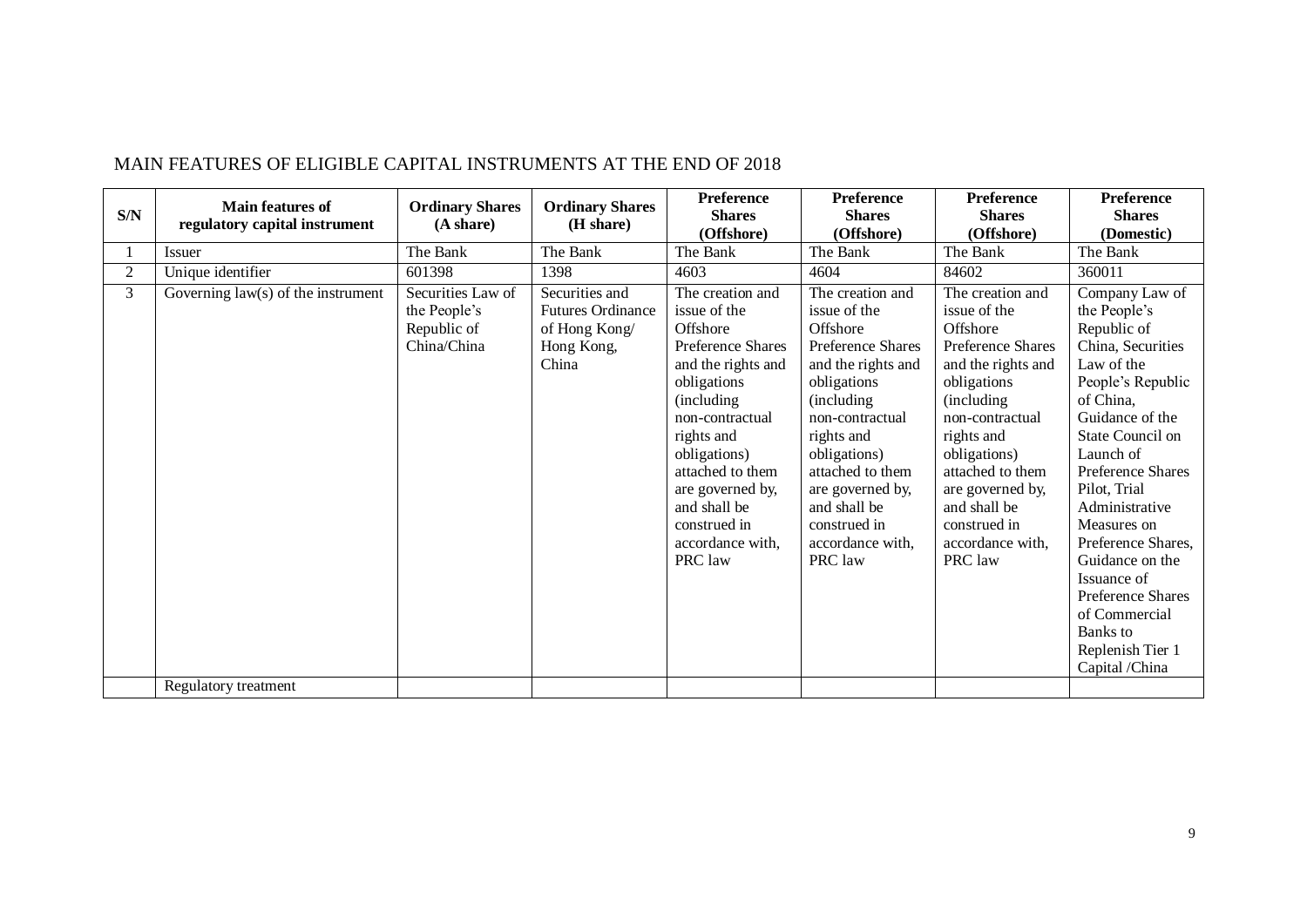MAIN FEATURES OF ELIGIBLE CAPITAL INSTRUMENTS AT THE END OF 2018

| S/N | Main features of regulatory capital instrument | Ordinary Shares (A share) | Ordinary Shares (H share) | Preference Shares (Offshore) | Preference Shares (Offshore) | Preference Shares (Offshore) | Preference Shares (Domestic) |
|---|---|---|---|---|---|---|---|
| 1 | Issuer | The Bank | The Bank | The Bank | The Bank | The Bank | The Bank |
| 2 | Unique identifier | 601398 | 1398 | 4603 | 4604 | 84602 | 360011 |
| 3 | Governing law(s) of the instrument | Securities Law of the People's Republic of China/China | Securities and Futures Ordinance of Hong Kong/ Hong Kong, China | The creation and issue of the Offshore Preference Shares and the rights and obligations (including non-contractual rights and obligations) attached to them are governed by, and shall be construed in accordance with, PRC law | The creation and issue of the Offshore Preference Shares and the rights and obligations (including non-contractual rights and obligations) attached to them are governed by, and shall be construed in accordance with, PRC law | The creation and issue of the Offshore Preference Shares and the rights and obligations (including non-contractual rights and obligations) attached to them are governed by, and shall be construed in accordance with, PRC law | Company Law of the People's Republic of China, Securities Law of the People's Republic of China, Guidance of the State Council on Launch of Preference Shares Pilot, Trial Administrative Measures on Preference Shares, Guidance on the Issuance of Preference Shares of Commercial Banks to Replenish Tier 1 Capital /China |
| | Regulatory treatment | | | | | | |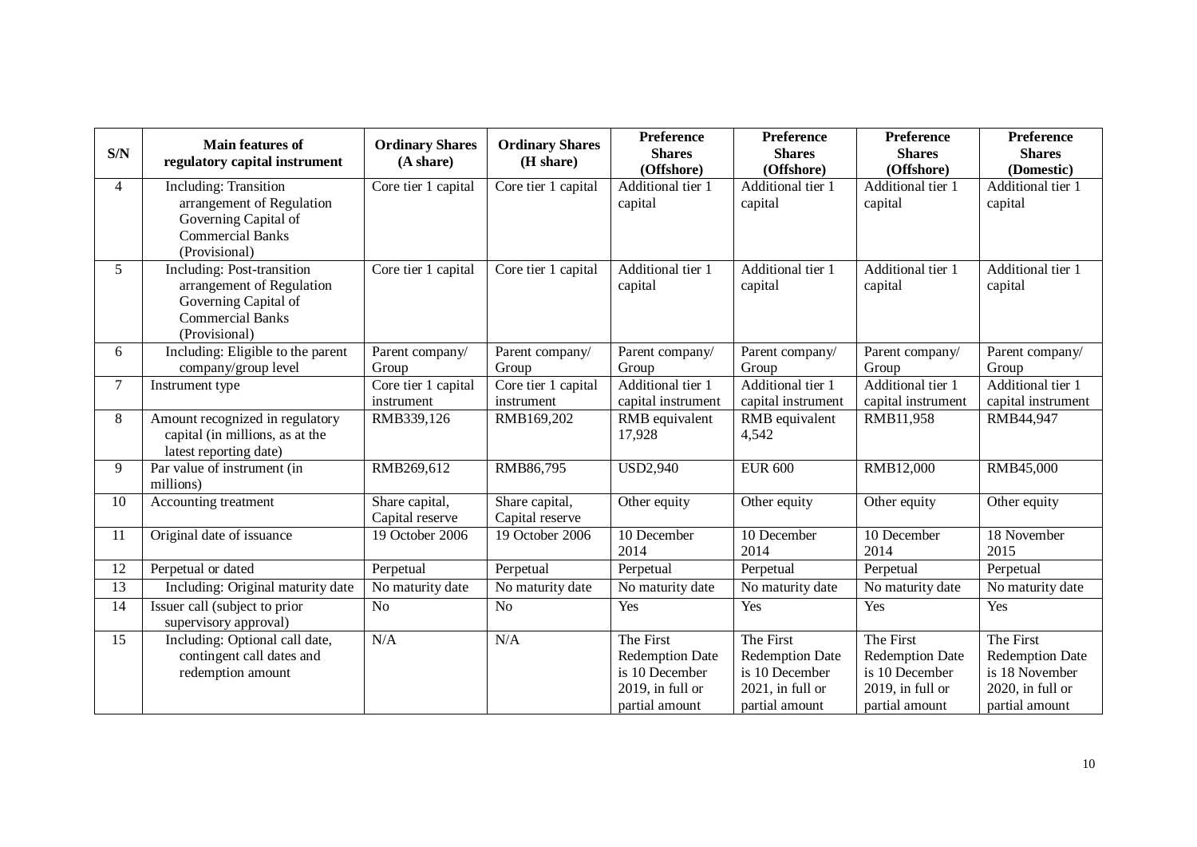| S/N | Main features of regulatory capital instrument | Ordinary Shares (A share) | Ordinary Shares (H share) | Preference Shares (Offshore) | Preference Shares (Offshore) | Preference Shares (Offshore) | Preference Shares (Domestic) |
|---|---|---|---|---|---|---|---|
| 4 | Including: Transition arrangement of Regulation Governing Capital of Commercial Banks (Provisional) | Core tier 1 capital | Core tier 1 capital | Additional tier 1 capital | Additional tier 1 capital | Additional tier 1 capital | Additional tier 1 capital |
| 5 | Including: Post-transition arrangement of Regulation Governing Capital of Commercial Banks (Provisional) | Core tier 1 capital | Core tier 1 capital | Additional tier 1 capital | Additional tier 1 capital | Additional tier 1 capital | Additional tier 1 capital |
| 6 | Including: Eligible to the parent company/group level | Parent company/ Group | Parent company/ Group | Parent company/ Group | Parent company/ Group | Parent company/ Group | Parent company/ Group |
| 7 | Instrument type | Core tier 1 capital instrument | Core tier 1 capital instrument | Additional tier 1 capital instrument | Additional tier 1 capital instrument | Additional tier 1 capital instrument | Additional tier 1 capital instrument |
| 8 | Amount recognized in regulatory capital (in millions, as at the latest reporting date) | RMB339,126 | RMB169,202 | RMB equivalent 17,928 | RMB equivalent 4,542 | RMB11,958 | RMB44,947 |
| 9 | Par value of instrument (in millions) | RMB269,612 | RMB86,795 | USD2,940 | EUR 600 | RMB12,000 | RMB45,000 |
| 10 | Accounting treatment | Share capital, Capital reserve | Share capital, Capital reserve | Other equity | Other equity | Other equity | Other equity |
| 11 | Original date of issuance | 19 October 2006 | 19 October 2006 | 10 December 2014 | 10 December 2014 | 10 December 2014 | 18 November 2015 |
| 12 | Perpetual or dated | Perpetual | Perpetual | Perpetual | Perpetual | Perpetual | Perpetual |
| 13 | Including: Original maturity date | No maturity date | No maturity date | No maturity date | No maturity date | No maturity date | No maturity date |
| 14 | Issuer call (subject to prior supervisory approval) | No | No | Yes | Yes | Yes | Yes |
| 15 | Including: Optional call date, contingent call dates and redemption amount | N/A | N/A | The First Redemption Date is 10 December 2019, in full or partial amount | The First Redemption Date is 10 December 2021, in full or partial amount | The First Redemption Date is 10 December 2019, in full or partial amount | The First Redemption Date is 18 November 2020, in full or partial amount |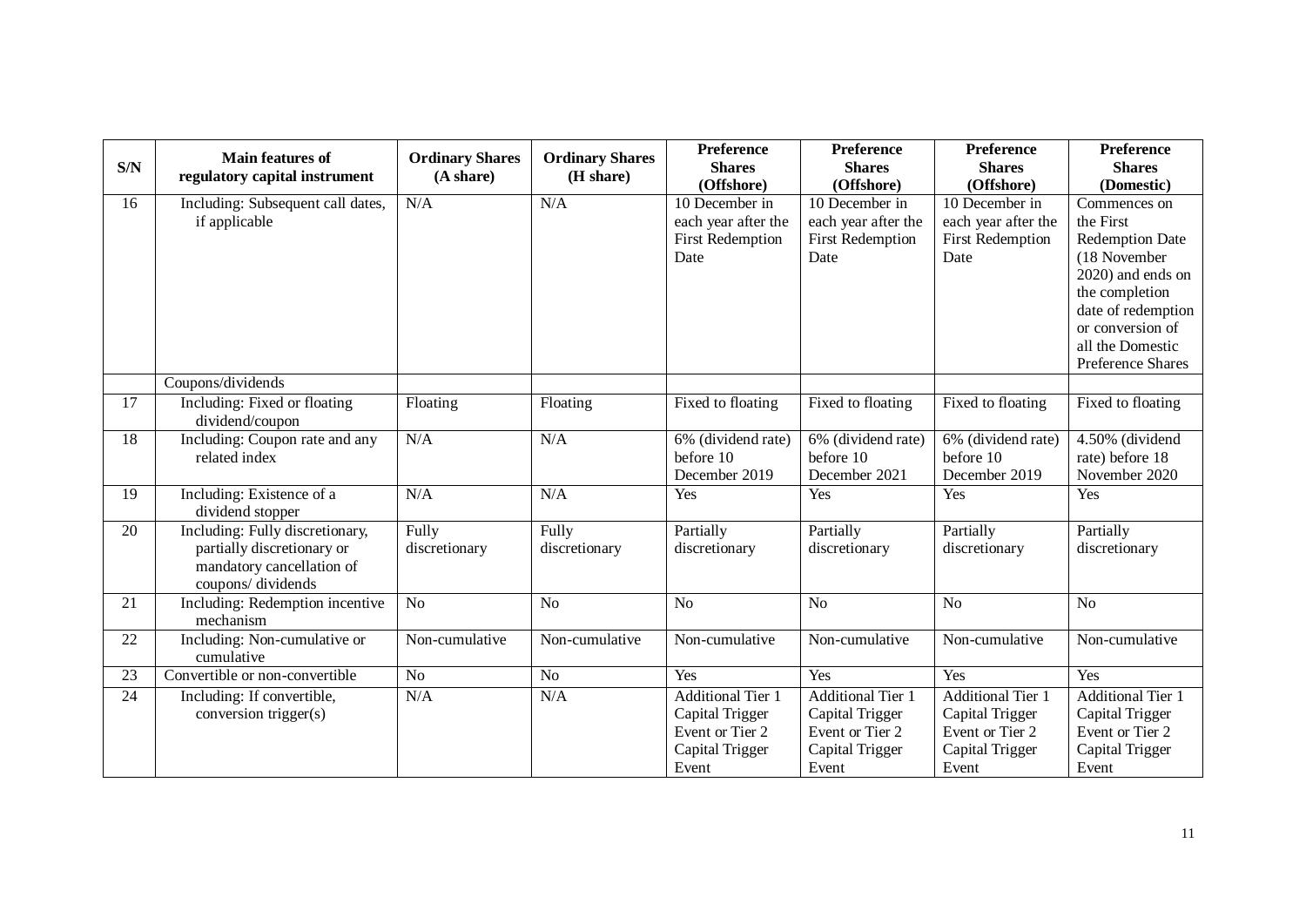| S/N | Main features of regulatory capital instrument | Ordinary Shares (A share) | Ordinary Shares (H share) | Preference Shares (Offshore) | Preference Shares (Offshore) | Preference Shares (Offshore) | Preference Shares (Domestic) |
|---|---|---|---|---|---|---|---|
| 16 | Including: Subsequent call dates, if applicable | N/A | N/A | 10 December in each year after the First Redemption Date | 10 December in each year after the First Redemption Date | 10 December in each year after the First Redemption Date | Commences on the First Redemption Date (18 November 2020) and ends on the completion date of redemption or conversion of all the Domestic Preference Shares |
| | Coupons/dividends | | | | | | |
| 17 | Including: Fixed or floating dividend/coupon | Floating | Floating | Fixed to floating | Fixed to floating | Fixed to floating | Fixed to floating |
| 18 | Including: Coupon rate and any related index | N/A | N/A | 6% (dividend rate) before 10 December 2019 | 6% (dividend rate) before 10 December 2021 | 6% (dividend rate) before 10 December 2019 | 4.50% (dividend rate) before 18 November 2020 |
| 19 | Including: Existence of a dividend stopper | N/A | N/A | Yes | Yes | Yes | Yes |
| 20 | Including: Fully discretionary, partially discretionary or mandatory cancellation of coupons/ dividends | Fully discretionary | Fully discretionary | Partially discretionary | Partially discretionary | Partially discretionary | Partially discretionary |
| 21 | Including: Redemption incentive mechanism | No | No | No | No | No | No |
| 22 | Including: Non-cumulative or cumulative | Non-cumulative | Non-cumulative | Non-cumulative | Non-cumulative | Non-cumulative | Non-cumulative |
| 23 | Convertible or non-convertible | No | No | Yes | Yes | Yes | Yes |
| 24 | Including: If convertible, conversion trigger(s) | N/A | N/A | Additional Tier 1 Capital Trigger Event or Tier 2 Capital Trigger Event | Additional Tier 1 Capital Trigger Event or Tier 2 Capital Trigger Event | Additional Tier 1 Capital Trigger Event or Tier 2 Capital Trigger Event | Additional Tier 1 Capital Trigger Event or Tier 2 Capital Trigger Event |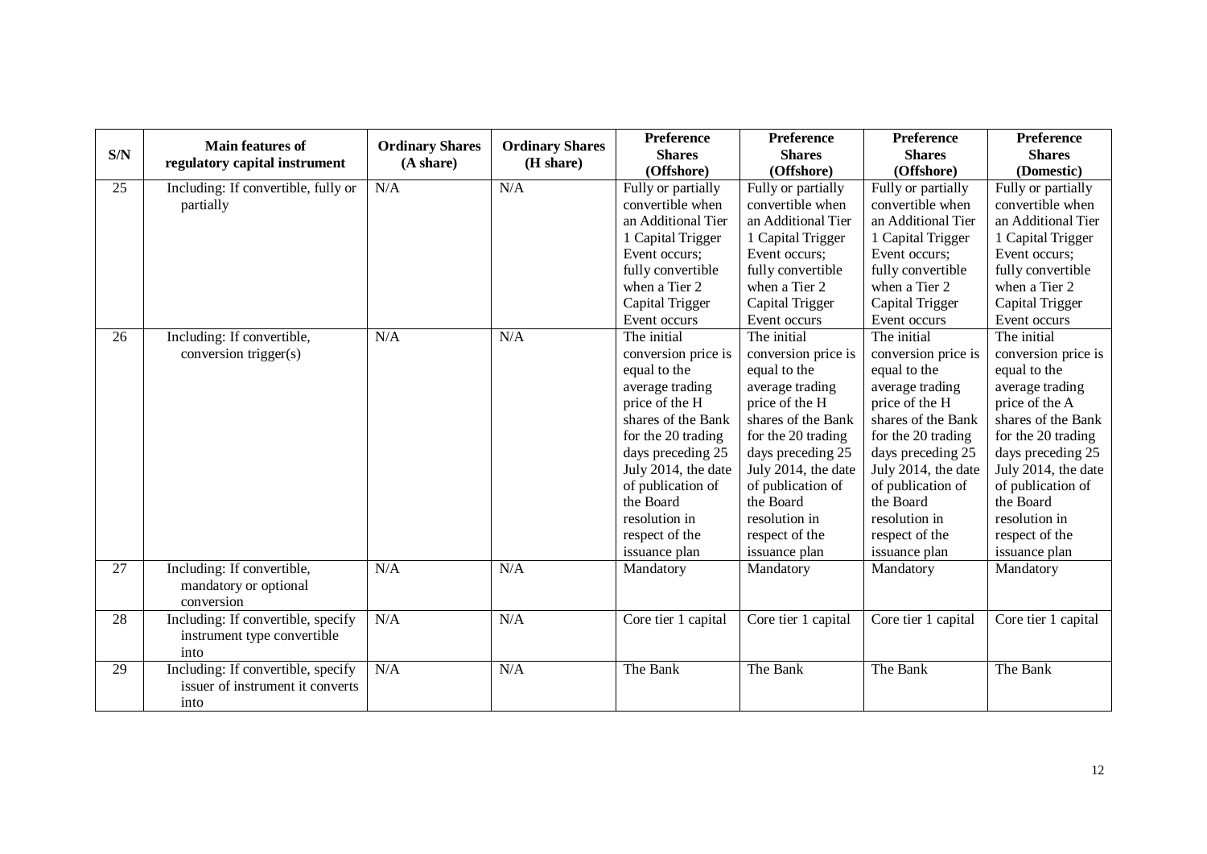| S/N | Main features of regulatory capital instrument | Ordinary Shares (A share) | Ordinary Shares (H share) | Preference Shares (Offshore) | Preference Shares (Offshore) | Preference Shares (Offshore) | Preference Shares (Domestic) |
|---|---|---|---|---|---|---|---|
| 25 | Including: If convertible, fully or partially | N/A | N/A | Fully or partially convertible when an Additional Tier 1 Capital Trigger Event occurs; fully convertible when a Tier 2 Capital Trigger Event occurs | Fully or partially convertible when an Additional Tier 1 Capital Trigger Event occurs; fully convertible when a Tier 2 Capital Trigger Event occurs | Fully or partially convertible when an Additional Tier 1 Capital Trigger Event occurs; fully convertible when a Tier 2 Capital Trigger Event occurs | Fully or partially convertible when an Additional Tier 1 Capital Trigger Event occurs; fully convertible when a Tier 2 Capital Trigger Event occurs |
| 26 | Including: If convertible, conversion trigger(s) | N/A | N/A | The initial conversion price is equal to the average trading price of the H shares of the Bank for the 20 trading days preceding 25 July 2014, the date of publication of the Board resolution in respect of the issuance plan | The initial conversion price is equal to the average trading price of the H shares of the Bank for the 20 trading days preceding 25 July 2014, the date of publication of the Board resolution in respect of the issuance plan | The initial conversion price is equal to the average trading price of the H shares of the Bank for the 20 trading days preceding 25 July 2014, the date of publication of the Board resolution in respect of the issuance plan | The initial conversion price is equal to the average trading price of the A shares of the Bank for the 20 trading days preceding 25 July 2014, the date of publication of the Board resolution in respect of the issuance plan |
| 27 | Including: If convertible, mandatory or optional conversion | N/A | N/A | Mandatory | Mandatory | Mandatory | Mandatory |
| 28 | Including: If convertible, specify instrument type convertible into | N/A | N/A | Core tier 1 capital | Core tier 1 capital | Core tier 1 capital | Core tier 1 capital |
| 29 | Including: If convertible, specify issuer of instrument it converts into | N/A | N/A | The Bank | The Bank | The Bank | The Bank |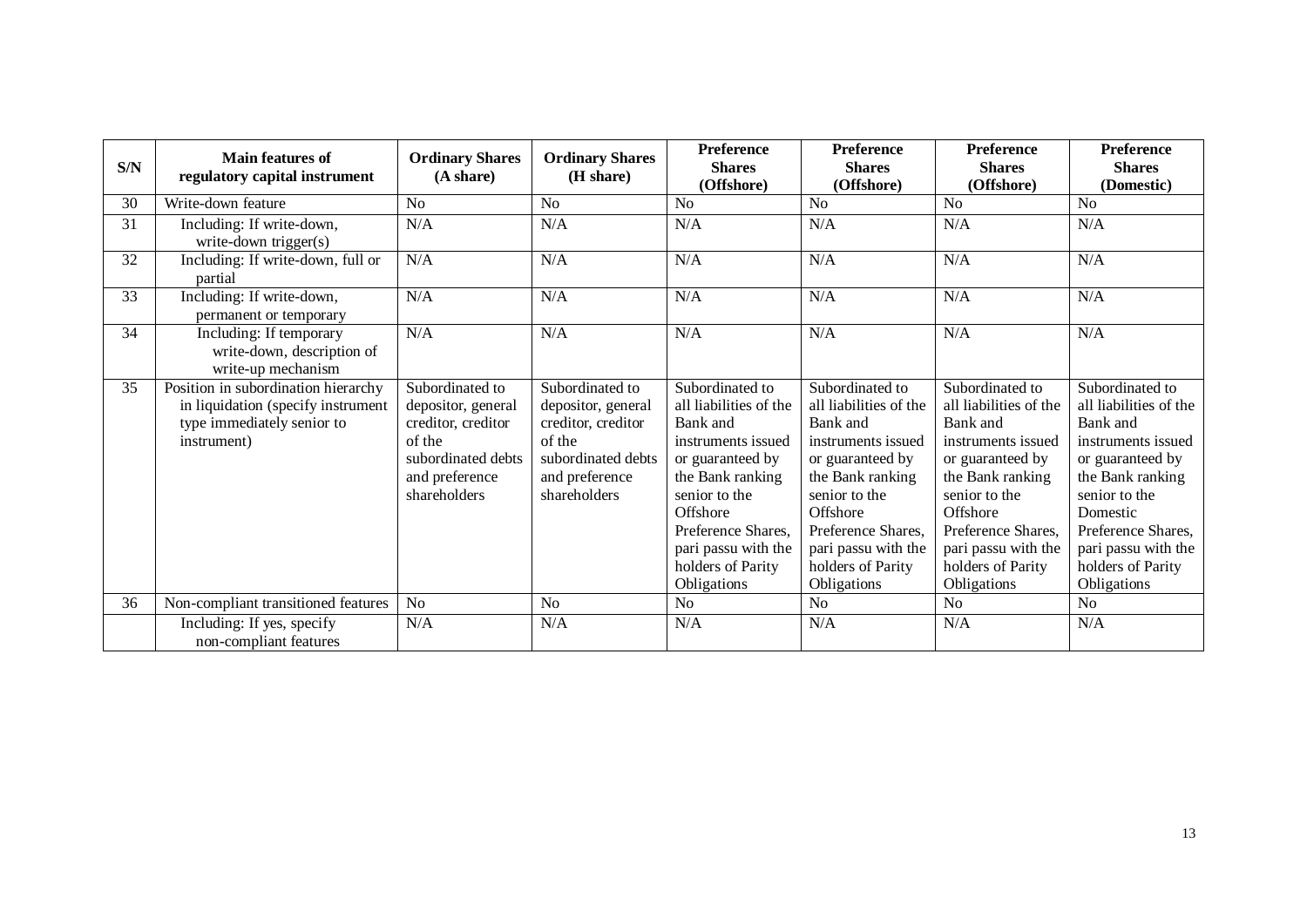| S/N | Main features of regulatory capital instrument | Ordinary Shares (A share) | Ordinary Shares (H share) | Preference Shares (Offshore) | Preference Shares (Offshore) | Preference Shares (Offshore) | Preference Shares (Domestic) |
|---|---|---|---|---|---|---|---|
| 30 | Write-down feature | No | No | No | No | No | No |
| 31 | Including: If write-down, write-down trigger(s) | N/A | N/A | N/A | N/A | N/A | N/A |
| 32 | Including: If write-down, full or partial | N/A | N/A | N/A | N/A | N/A | N/A |
| 33 | Including: If write-down, permanent or temporary | N/A | N/A | N/A | N/A | N/A | N/A |
| 34 | Including: If temporary write-down, description of write-up mechanism | N/A | N/A | N/A | N/A | N/A | N/A |
| 35 | Position in subordination hierarchy in liquidation (specify instrument type immediately senior to instrument) | Subordinated to depositor, general creditor, creditor of the subordinated debts and preference shareholders | Subordinated to depositor, general creditor, creditor of the subordinated debts and preference shareholders | Subordinated to all liabilities of the Bank and instruments issued or guaranteed by the Bank ranking senior to the Offshore Preference Shares, pari passu with the holders of Parity Obligations | Subordinated to all liabilities of the Bank and instruments issued or guaranteed by the Bank ranking senior to the Offshore Preference Shares, pari passu with the holders of Parity Obligations | Subordinated to all liabilities of the Bank and instruments issued or guaranteed by the Bank ranking senior to the Offshore Preference Shares, pari passu with the holders of Parity Obligations | Subordinated to all liabilities of the Bank and instruments issued or guaranteed by the Bank ranking senior to the Domestic Preference Shares, pari passu with the holders of Parity Obligations |
| 36 | Non-compliant transitioned features | No | No | No | No | No | No |
| | Including: If yes, specify non-compliant features | N/A | N/A | N/A | N/A | N/A | N/A |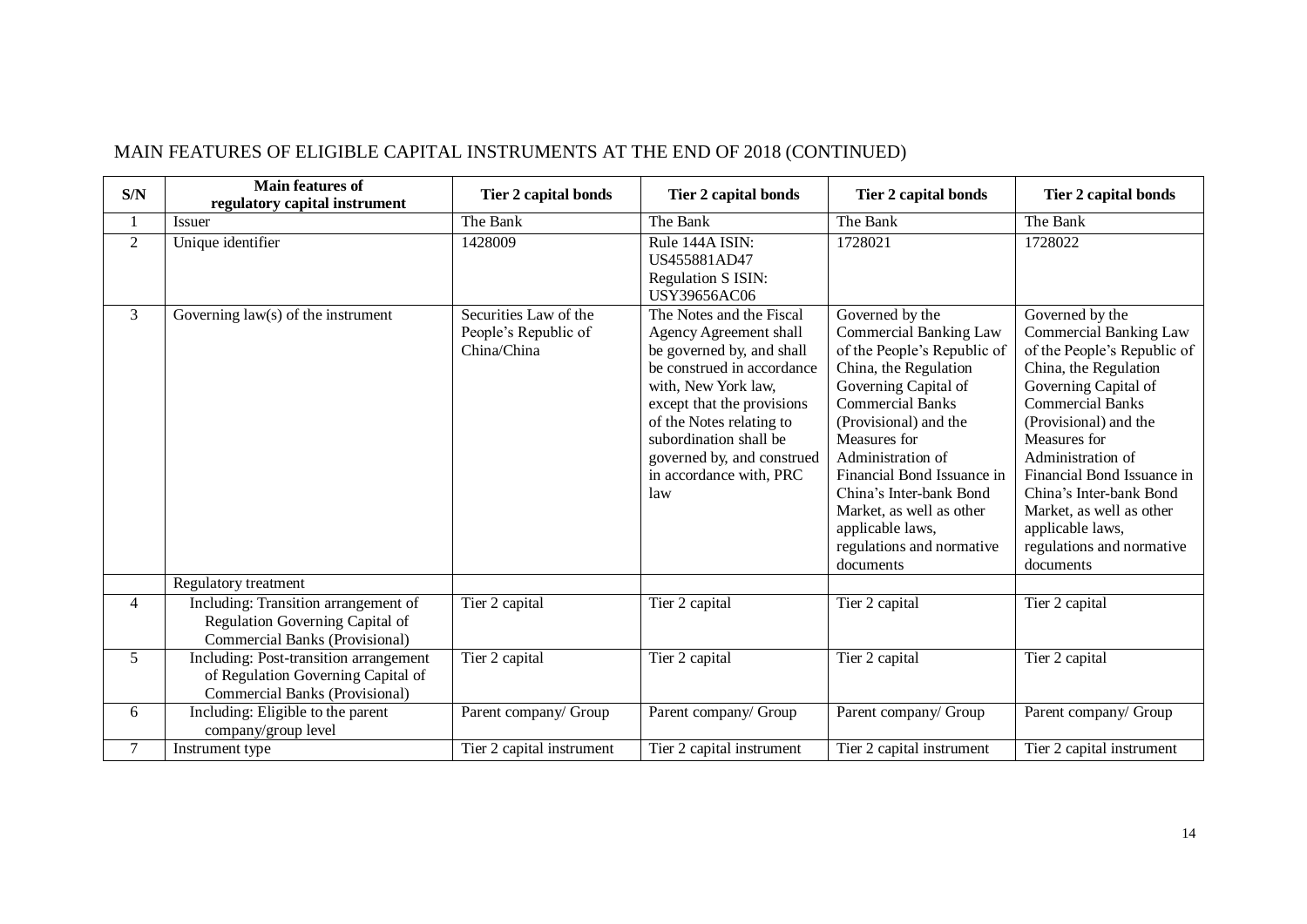MAIN FEATURES OF ELIGIBLE CAPITAL INSTRUMENTS AT THE END OF 2018 (CONTINUED)

| S/N | Main features of regulatory capital instrument | Tier 2 capital bonds | Tier 2 capital bonds | Tier 2 capital bonds | Tier 2 capital bonds |
|---|---|---|---|---|---|
| 1 | Issuer | The Bank | The Bank | The Bank | The Bank |
| 2 | Unique identifier | 1428009 | Rule 144A ISIN: US455881AD47 Regulation S ISIN: USY39656AC06 | 1728021 | 1728022 |
| 3 | Governing law(s) of the instrument | Securities Law of the People's Republic of China/China | The Notes and the Fiscal Agency Agreement shall be governed by, and shall be construed in accordance with, New York law, except that the provisions of the Notes relating to subordination shall be governed by, and construed in accordance with, PRC law | Governed by the Commercial Banking Law of the People's Republic of China, the Regulation Governing Capital of Commercial Banks (Provisional) and the Measures for Administration of Financial Bond Issuance in China's Inter-bank Bond Market, as well as other applicable laws, regulations and normative documents | Governed by the Commercial Banking Law of the People's Republic of China, the Regulation Governing Capital of Commercial Banks (Provisional) and the Measures for Administration of Financial Bond Issuance in China's Inter-bank Bond Market, as well as other applicable laws, regulations and normative documents |
| | Regulatory treatment | | | | |
| 4 | Including: Transition arrangement of Regulation Governing Capital of Commercial Banks (Provisional) | Tier 2 capital | Tier 2 capital | Tier 2 capital | Tier 2 capital |
| 5 | Including: Post-transition arrangement of Regulation Governing Capital of Commercial Banks (Provisional) | Tier 2 capital | Tier 2 capital | Tier 2 capital | Tier 2 capital |
| 6 | Including: Eligible to the parent company/group level | Parent company/ Group | Parent company/ Group | Parent company/ Group | Parent company/ Group |
| 7 | Instrument type | Tier 2 capital instrument | Tier 2 capital instrument | Tier 2 capital instrument | Tier 2 capital instrument |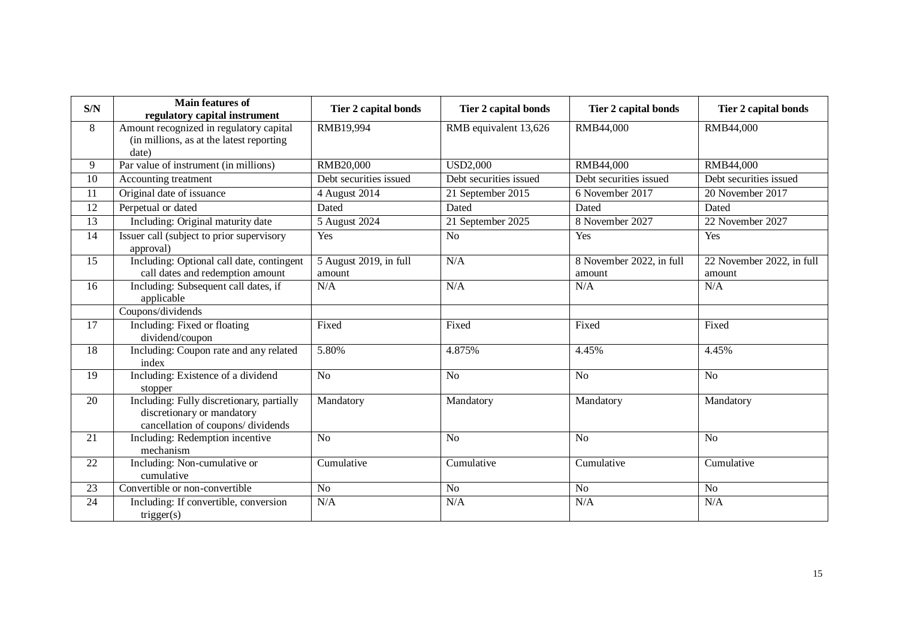| S/N | Main features of regulatory capital instrument | Tier 2 capital bonds | Tier 2 capital bonds | Tier 2 capital bonds | Tier 2 capital bonds |
|---|---|---|---|---|---|
| 8 | Amount recognized in regulatory capital (in millions, as at the latest reporting date) | RMB19,994 | RMB equivalent 13,626 | RMB44,000 | RMB44,000 |
| 9 | Par value of instrument (in millions) | RMB20,000 | USD2,000 | RMB44,000 | RMB44,000 |
| 10 | Accounting treatment | Debt securities issued | Debt securities issued | Debt securities issued | Debt securities issued |
| 11 | Original date of issuance | 4 August 2014 | 21 September 2015 | 6 November 2017 | 20 November 2017 |
| 12 | Perpetual or dated | Dated | Dated | Dated | Dated |
| 13 | Including: Original maturity date | 5 August 2024 | 21 September 2025 | 8 November 2027 | 22 November 2027 |
| 14 | Issuer call (subject to prior supervisory approval) | Yes | No | Yes | Yes |
| 15 | Including: Optional call date, contingent call dates and redemption amount | 5 August 2019, in full amount | N/A | 8 November 2022, in full amount | 22 November 2022, in full amount |
| 16 | Including: Subsequent call dates, if applicable | N/A | N/A | N/A | N/A |
| | Coupons/dividends | | | | |
| 17 | Including: Fixed or floating dividend/coupon | Fixed | Fixed | Fixed | Fixed |
| 18 | Including: Coupon rate and any related index | 5.80% | 4.875% | 4.45% | 4.45% |
| 19 | Including: Existence of a dividend stopper | No | No | No | No |
| 20 | Including: Fully discretionary, partially discretionary or mandatory cancellation of coupons/ dividends | Mandatory | Mandatory | Mandatory | Mandatory |
| 21 | Including: Redemption incentive mechanism | No | No | No | No |
| 22 | Including: Non-cumulative or cumulative | Cumulative | Cumulative | Cumulative | Cumulative |
| 23 | Convertible or non-convertible | No | No | No | No |
| 24 | Including: If convertible, conversion trigger(s) | N/A | N/A | N/A | N/A |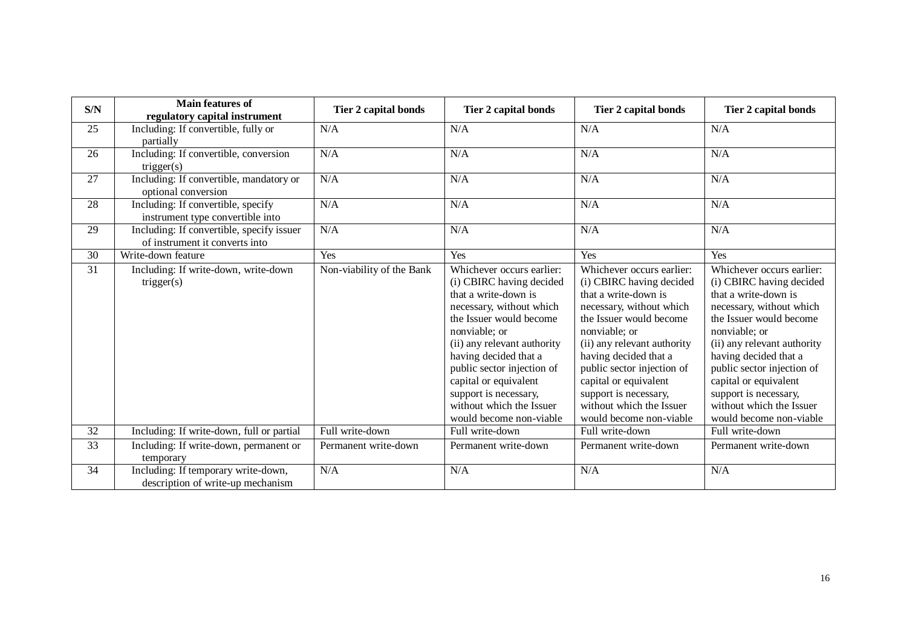| S/N | Main features of regulatory capital instrument | Tier 2 capital bonds | Tier 2 capital bonds | Tier 2 capital bonds | Tier 2 capital bonds |
|---|---|---|---|---|---|
| 25 | Including: If convertible, fully or partially | N/A | N/A | N/A | N/A |
| 26 | Including: If convertible, conversion trigger(s) | N/A | N/A | N/A | N/A |
| 27 | Including: If convertible, mandatory or optional conversion | N/A | N/A | N/A | N/A |
| 28 | Including: If convertible, specify instrument type convertible into | N/A | N/A | N/A | N/A |
| 29 | Including: If convertible, specify issuer of instrument it converts into | N/A | N/A | N/A | N/A |
| 30 | Write-down feature | Yes | Yes | Yes | Yes |
| 31 | Including: If write-down, write-down trigger(s) | Non-viability of the Bank | Whichever occurs earlier: (i) CBIRC having decided that a write-down is necessary, without which the Issuer would become nonviable; or (ii) any relevant authority having decided that a public sector injection of capital or equivalent support is necessary, without which the Issuer would become non-viable | Whichever occurs earlier: (i) CBIRC having decided that a write-down is necessary, without which the Issuer would become nonviable; or (ii) any relevant authority having decided that a public sector injection of capital or equivalent support is necessary, without which the Issuer would become non-viable | Whichever occurs earlier: (i) CBIRC having decided that a write-down is necessary, without which the Issuer would become nonviable; or (ii) any relevant authority having decided that a public sector injection of capital or equivalent support is necessary, without which the Issuer would become non-viable |
| 32 | Including: If write-down, full or partial | Full write-down | Full write-down | Full write-down | Full write-down |
| 33 | Including: If write-down, permanent or temporary | Permanent write-down | Permanent write-down | Permanent write-down | Permanent write-down |
| 34 | Including: If temporary write-down, description of write-up mechanism | N/A | N/A | N/A | N/A |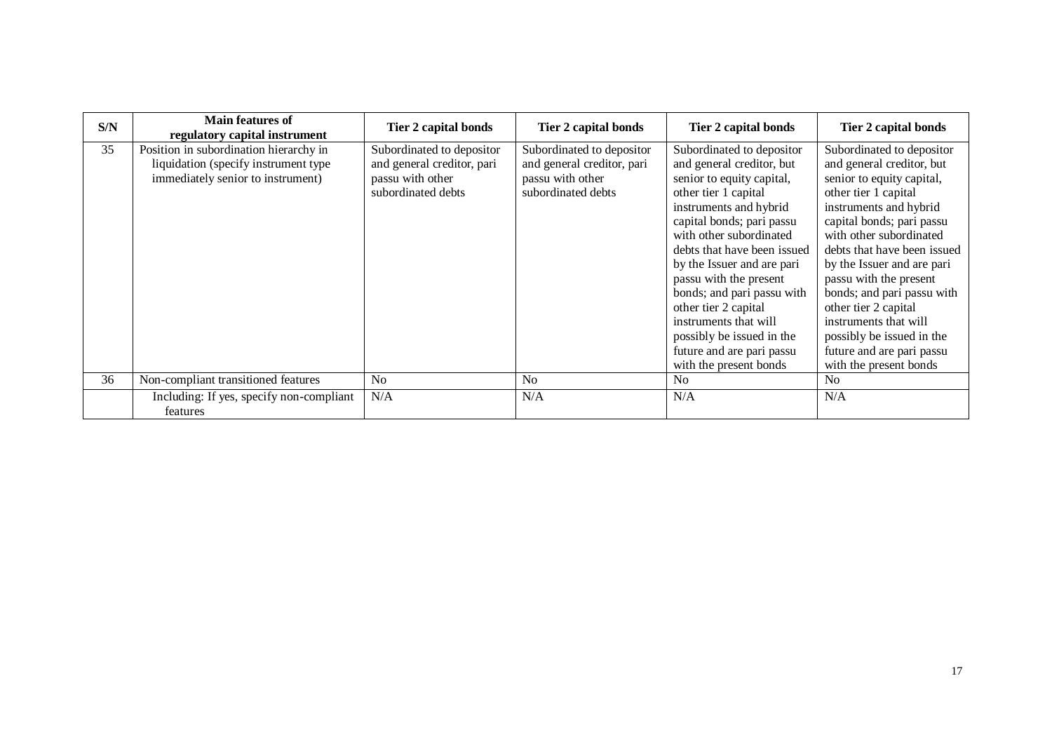| S/N | Main features of regulatory capital instrument | Tier 2 capital bonds | Tier 2 capital bonds | Tier 2 capital bonds | Tier 2 capital bonds |
|---|---|---|---|---|---|
| 35 | Position in subordination hierarchy in liquidation (specify instrument type immediately senior to instrument) | Subordinated to depositor and general creditor, pari passu with other subordinated debts | Subordinated to depositor and general creditor, pari passu with other subordinated debts | Subordinated to depositor and general creditor, but senior to equity capital, other tier 1 capital instruments and hybrid capital bonds; pari passu with other subordinated debts that have been issued by the Issuer and are pari passu with the present bonds; and pari passu with other tier 2 capital instruments that will possibly be issued in the future and are pari passu with the present bonds | Subordinated to depositor and general creditor, but senior to equity capital, other tier 1 capital instruments and hybrid capital bonds; pari passu with other subordinated debts that have been issued by the Issuer and are pari passu with the present bonds; and pari passu with other tier 2 capital instruments that will possibly be issued in the future and are pari passu with the present bonds |
| 36 | Non-compliant transitioned features | No | No | No | No |
| | Including: If yes, specify non-compliant features | N/A | N/A | N/A | N/A |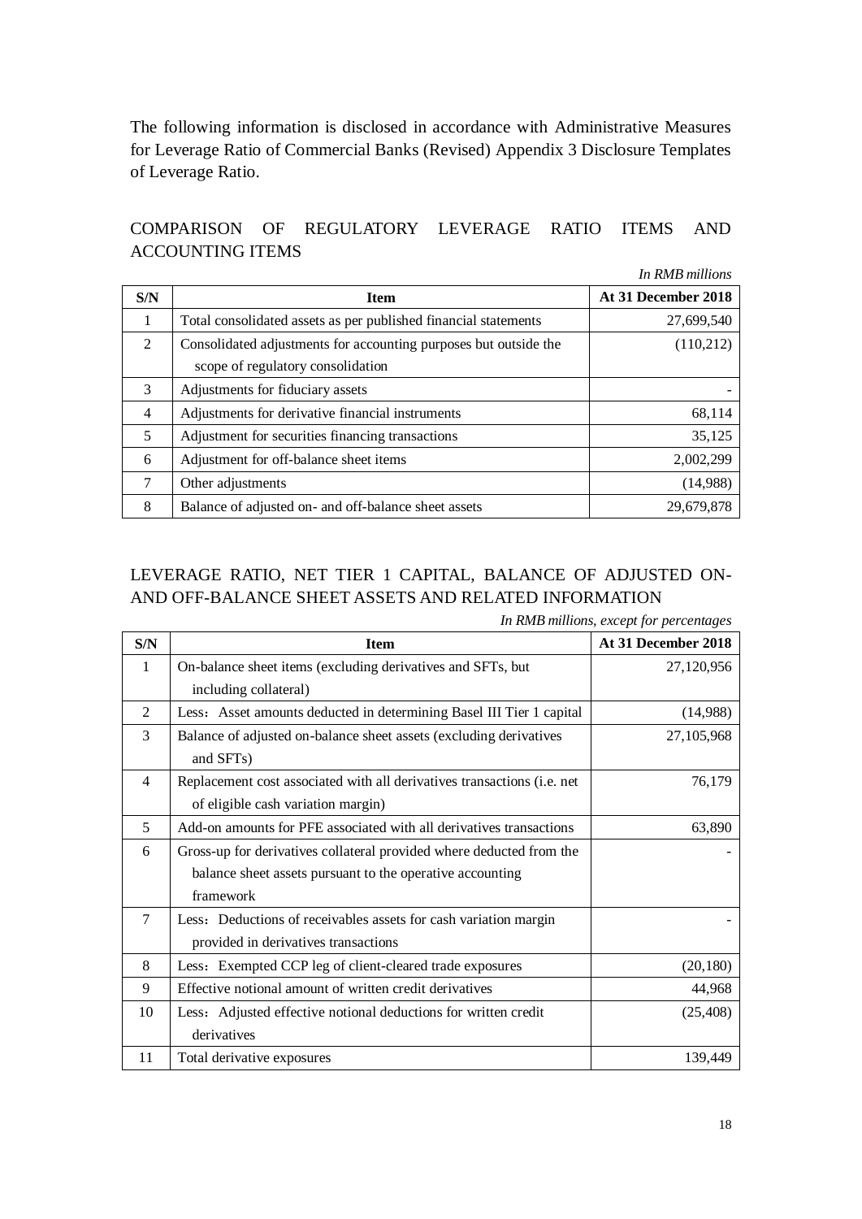The following information is disclosed in accordance with Administrative Measures for Leverage Ratio of Commercial Banks (Revised) Appendix 3 Disclosure Templates of Leverage Ratio.

## COMPARISON OF REGULATORY LEVERAGE RATIO ITEMS AND ACCOUNTING ITEMS

*In RMB millions*

| S/N | Item | At 31 December 2018 |
|---|---|---|
| 1 | Total consolidated assets as per published financial statements | 27,699,540 |
| 2 | Consolidated adjustments for accounting purposes but outside the scope of regulatory consolidation | (110,212) |
| 3 | Adjustments for fiduciary assets | - |
| 4 | Adjustments for derivative financial instruments | 68,114 |
| 5 | Adjustment for securities financing transactions | 35,125 |
| 6 | Adjustment for off-balance sheet items | 2,002,299 |
| 7 | Other adjustments | (14,988) |
| 8 | Balance of adjusted on- and off-balance sheet assets | 29,679,878 |

## LEVERAGE RATIO, NET TIER 1 CAPITAL, BALANCE OF ADJUSTED ON- AND OFF-BALANCE SHEET ASSETS AND RELATED INFORMATION

*In RMB millions, except for percentages*

| S/N | Item | At 31 December 2018 |
|---|---|---|
| 1 | On-balance sheet items (excluding derivatives and SFTs, but including collateral) | 27,120,956 |
| 2 | Less：Asset amounts deducted in determining Basel III Tier 1 capital | (14,988) |
| 3 | Balance of adjusted on-balance sheet assets (excluding derivatives and SFTs) | 27,105,968 |
| 4 | Replacement cost associated with all derivatives transactions (i.e. net of eligible cash variation margin) | 76,179 |
| 5 | Add-on amounts for PFE associated with all derivatives transactions | 63,890 |
| 6 | Gross-up for derivatives collateral provided where deducted from the balance sheet assets pursuant to the operative accounting framework | - |
| 7 | Less：Deductions of receivables assets for cash variation margin provided in derivatives transactions | - |
| 8 | Less：Exempted CCP leg of client-cleared trade exposures | (20,180) |
| 9 | Effective notional amount of written credit derivatives | 44,968 |
| 10 | Less：Adjusted effective notional deductions for written credit derivatives | (25,408) |
| 11 | Total derivative exposures | 139,449 |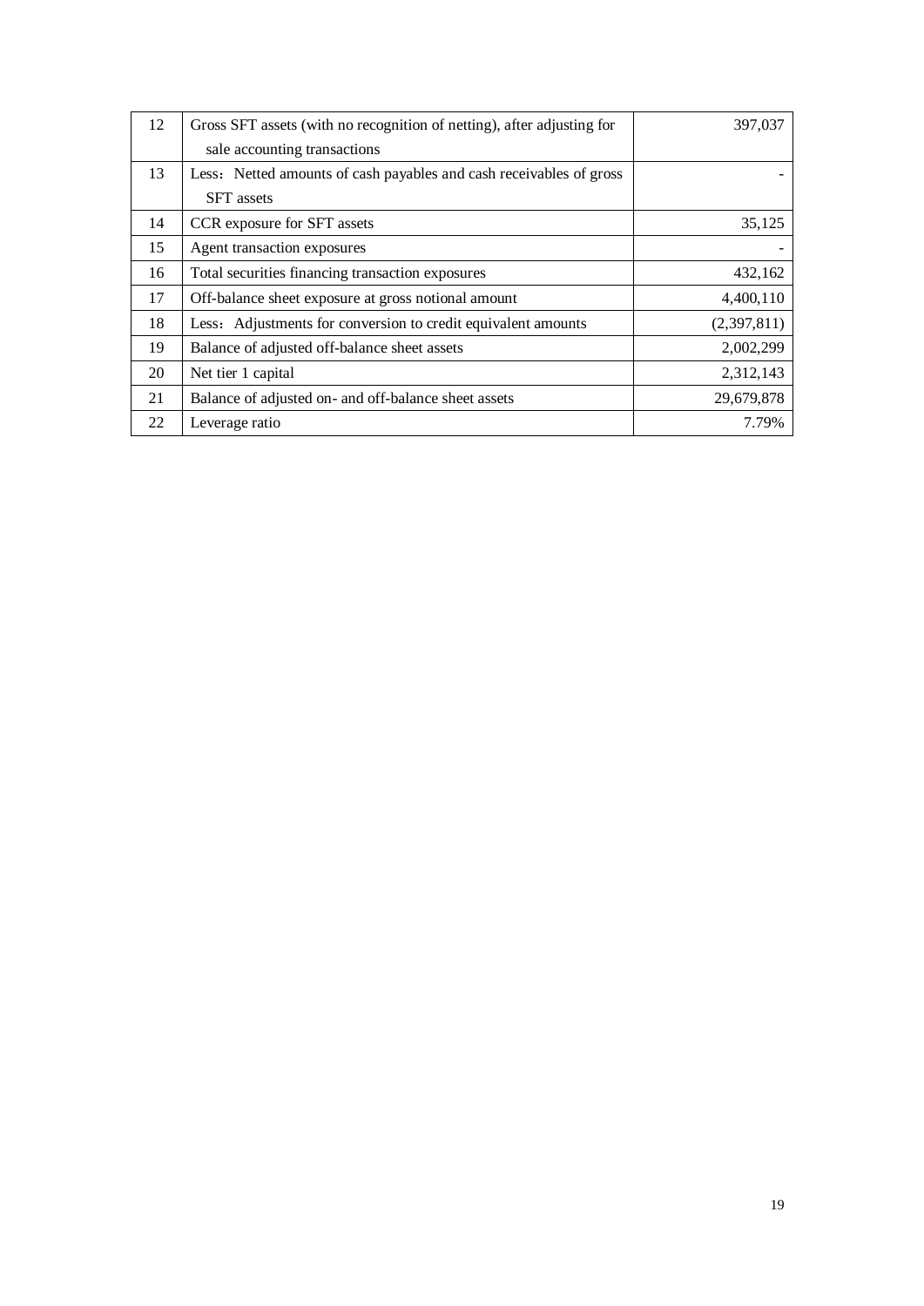| | | |
|---|---|---|
| 12 | Gross SFT assets (with no recognition of netting), after adjusting for sale accounting transactions | 397,037 |
| 13 | Less：Netted amounts of cash payables and cash receivables of gross SFT assets | - |
| 14 | CCR exposure for SFT assets | 35,125 |
| 15 | Agent transaction exposures | - |
| 16 | Total securities financing transaction exposures | 432,162 |
| 17 | Off-balance sheet exposure at gross notional amount | 4,400,110 |
| 18 | Less：Adjustments for conversion to credit equivalent amounts | (2,397,811) |
| 19 | Balance of adjusted off-balance sheet assets | 2,002,299 |
| 20 | Net tier 1 capital | 2,312,143 |
| 21 | Balance of adjusted on- and off-balance sheet assets | 29,679,878 |
| 22 | Leverage ratio | 7.79% |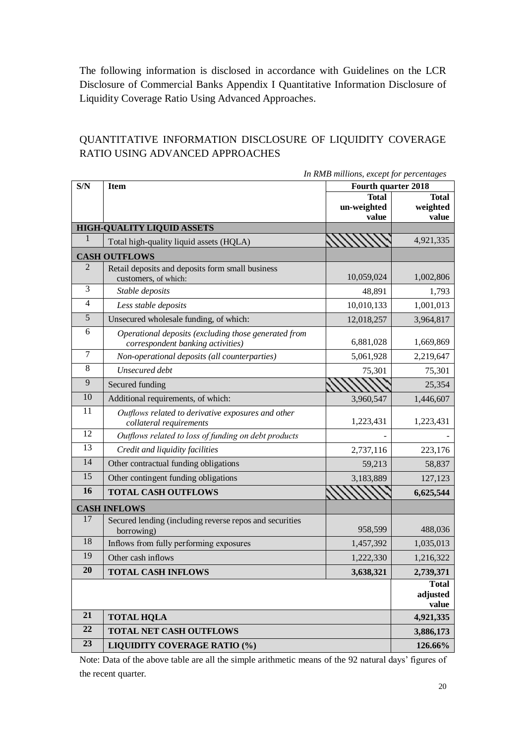The following information is disclosed in accordance with Guidelines on the LCR Disclosure of Commercial Banks Appendix I Quantitative Information Disclosure of Liquidity Coverage Ratio Using Advanced Approaches.

## QUANTITATIVE INFORMATION DISCLOSURE OF LIQUIDITY COVERAGE RATIO USING ADVANCED APPROACHES

*In RMB millions, except for percentages*

| S/N | Item | Fourth quarter 2018 | |
|---|---|---|---|
| | | **Total un-weighted value** | **Total weighted value** |
| | **HIGH-QUALITY LIQUID ASSETS** | | |
| 1 | Total high-quality liquid assets (HQLA) | | 4,921,335 |
| | **CASH OUTFLOWS** | | |
| 2 | Retail deposits and deposits form small business customers, of which: | 10,059,024 | 1,002,806 |
| 3 | *Stable deposits* | 48,891 | 1,793 |
| 4 | *Less stable deposits* | 10,010,133 | 1,001,013 |
| 5 | Unsecured wholesale funding, of which: | 12,018,257 | 3,964,817 |
| 6 | *Operational deposits (excluding those generated from correspondent banking activities)* | 6,881,028 | 1,669,869 |
| 7 | *Non-operational deposits (all counterparties)* | 5,061,928 | 2,219,647 |
| 8 | *Unsecured debt* | 75,301 | 75,301 |
| 9 | Secured funding | | 25,354 |
| 10 | Additional requirements, of which: | 3,960,547 | 1,446,607 |
| 11 | *Outflows related to derivative exposures and other collateral requirements* | 1,223,431 | 1,223,431 |
| 12 | *Outflows related to loss of funding on debt products* | - | - |
| 13 | *Credit and liquidity facilities* | 2,737,116 | 223,176 |
| 14 | Other contractual funding obligations | 59,213 | 58,837 |
| 15 | Other contingent funding obligations | 3,183,889 | 127,123 |
| **16** | **TOTAL CASH OUTFLOWS** | | **6,625,544** |
| | **CASH INFLOWS** | | |
| 17 | Secured lending (including reverse repos and securities borrowing) | 958,599 | 488,036 |
| 18 | Inflows from fully performing exposures | 1,457,392 | 1,035,013 |
| 19 | Other cash inflows | 1,222,330 | 1,216,322 |
| **20** | **TOTAL CASH INFLOWS** | **3,638,321** | **2,739,371** |
| | | | **Total adjusted value** |
| **21** | **TOTAL HQLA** | | **4,921,335** |
| **22** | **TOTAL NET CASH OUTFLOWS** | | **3,886,173** |
| **23** | **LIQUIDITY COVERAGE RATIO (%)** | | **126.66%** |

Note: Data of the above table are all the simple arithmetic means of the 92 natural days' figures of the recent quarter.